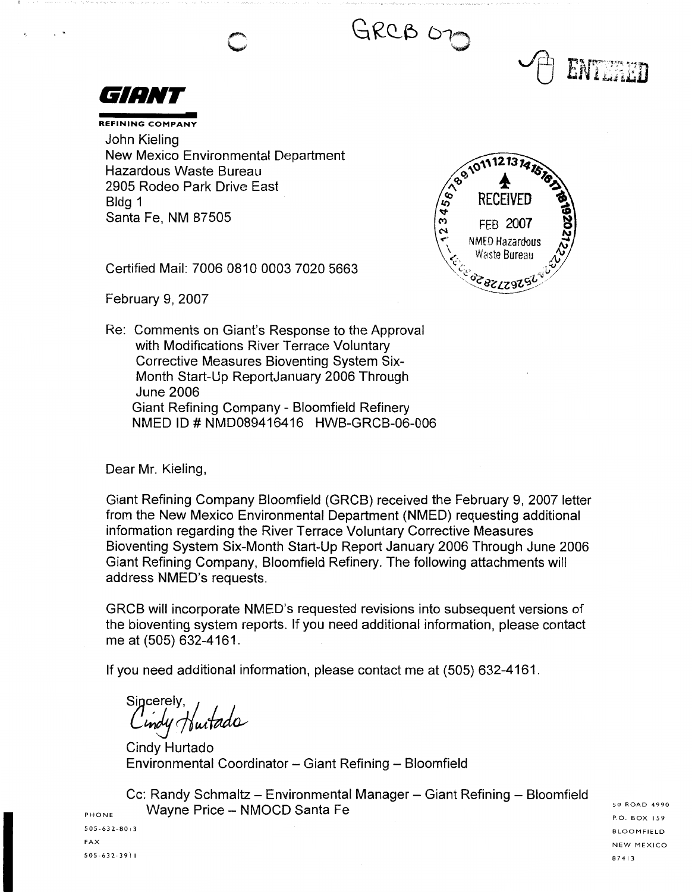GRCB 070

ENTERED

**GIANT**
**REFINING COMPANY**

John Kieling
New Mexico Environmental Department
Hazardous Waste Bureau
2905 Rodeo Park Drive East
Bldg 1
Santa Fe, NM 87505

RECEIVED
FEB 2007
NMED Hazardous Waste Bureau

Certified Mail: 7006 0810 0003 7020 5663

February 9, 2007

Re: Comments on Giant's Response to the Approval with Modifications River Terrace Voluntary Corrective Measures Bioventing System Six-Month Start-Up ReportJanuary 2006 Through June 2006
Giant Refining Company - Bloomfield Refinery
NMED ID # NMD089416416 HWB-GRCB-06-006

Dear Mr. Kieling,

Giant Refining Company Bloomfield (GRCB) received the February 9, 2007 letter from the New Mexico Environmental Department (NMED) requesting additional information regarding the River Terrace Voluntary Corrective Measures Bioventing System Six-Month Start-Up Report January 2006 Through June 2006 Giant Refining Company, Bloomfield Refinery. The following attachments will address NMED's requests.

GRCB will incorporate NMED's requested revisions into subsequent versions of the bioventing system reports. If you need additional information, please contact me at (505) 632-4161.

If you need additional information, please contact me at (505) 632-4161.

Sincerely,

Cindy Hurtado

Cindy Hurtado
Environmental Coordinator – Giant Refining – Bloomfield

Cc: Randy Schmaltz – Environmental Manager – Giant Refining – Bloomfield
Wayne Price – NMOCD Santa Fe

PHONE
505-632-8013
FAX
505-632-3911

50 ROAD 4990
P.O. BOX 159
BLOOMFIELD
NEW MEXICO
87413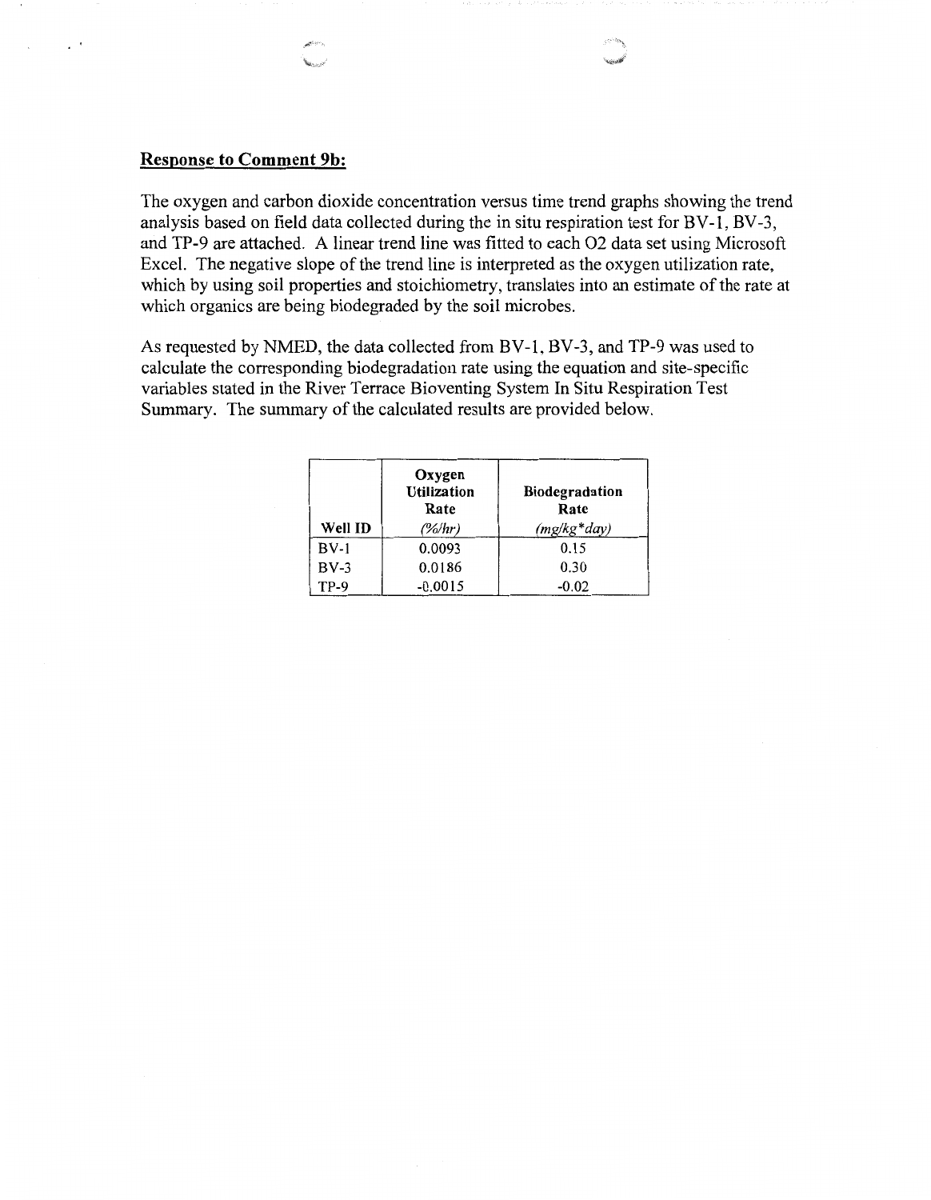**Response to Comment 9b:**

The oxygen and carbon dioxide concentration versus time trend graphs showing the trend analysis based on field data collected during the in situ respiration test for BV-1, BV-3, and TP-9 are attached. A linear trend line was fitted to each O2 data set using Microsoft Excel. The negative slope of the trend line is interpreted as the oxygen utilization rate, which by using soil properties and stoichiometry, translates into an estimate of the rate at which organics are being biodegraded by the soil microbes.

As requested by NMED, the data collected from BV-1, BV-3, and TP-9 was used to calculate the corresponding biodegradation rate using the equation and site-specific variables stated in the River Terrace Bioventing System In Situ Respiration Test Summary. The summary of the calculated results are provided below.

| Well ID | **Oxygen Utilization Rate** *(%/hr)* | **Biodegradation Rate** *(mg/kg*day)* |
|---|---|---|
| BV-1 | 0.0093 | 0.15 |
| BV-3 | 0.0186 | 0.30 |
| TP-9 | -0.0015 | -0.02 |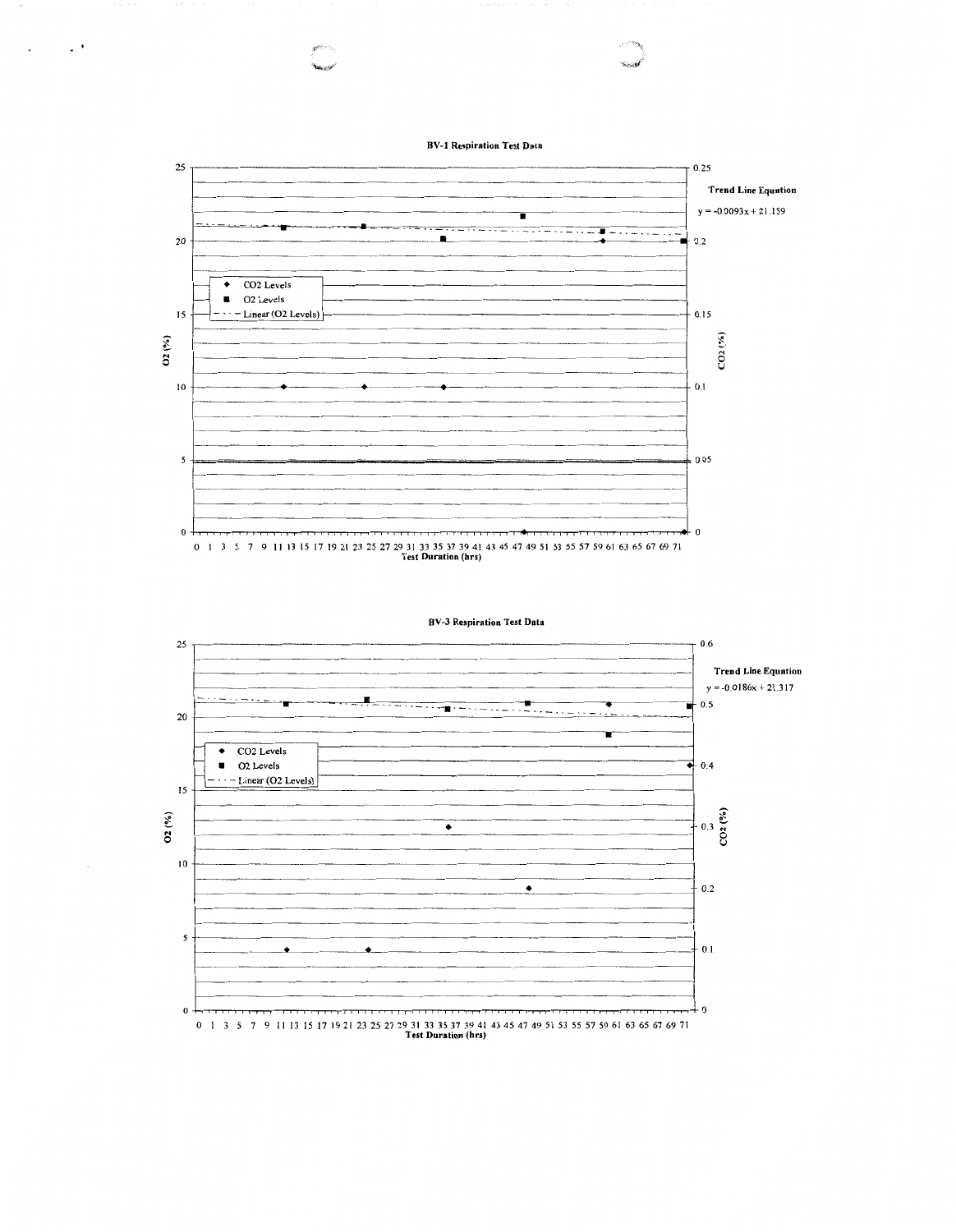**BV-1 Respiration Test Data**

Trend Line Equation

$y = -0.0093x + 21.159$

**BV-3 Respiration Test Data**

Trend Line Equation

$y = -0.0186x + 21.317$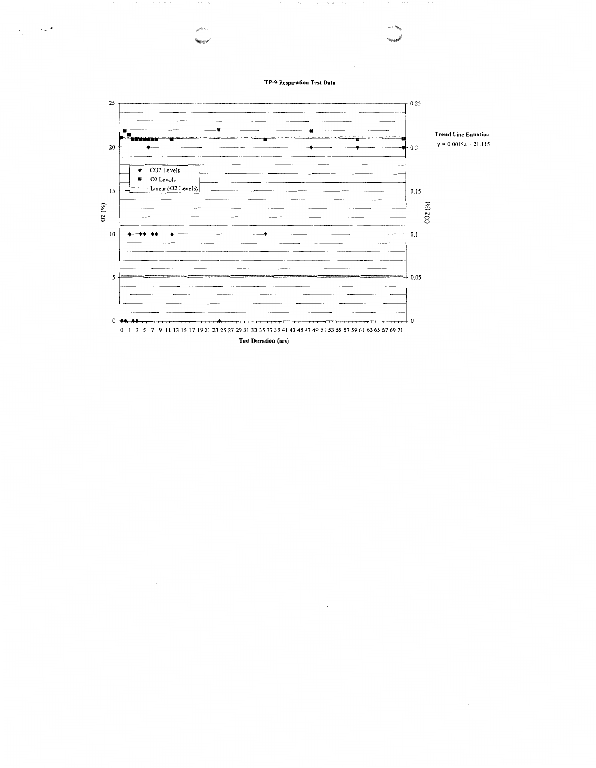**TP-9 Respiration Test Data**

25
20
15
10
5
0

O2 (%)

0.25
0.2
0.15
0.1
0.05
0

CO2 (%)

CO2 Levels
O2 Levels
Linear (O2 Levels)

0 1 3 5 7 9 11 13 15 17 19 21 23 25 27 29 31 33 35 37 39 41 43 45 47 49 51 53 55 57 59 61 63 65 67 69 71

**Test Duration (hrs)**

**Trend Line Equation**

$y = 0.0015x + 21.115$